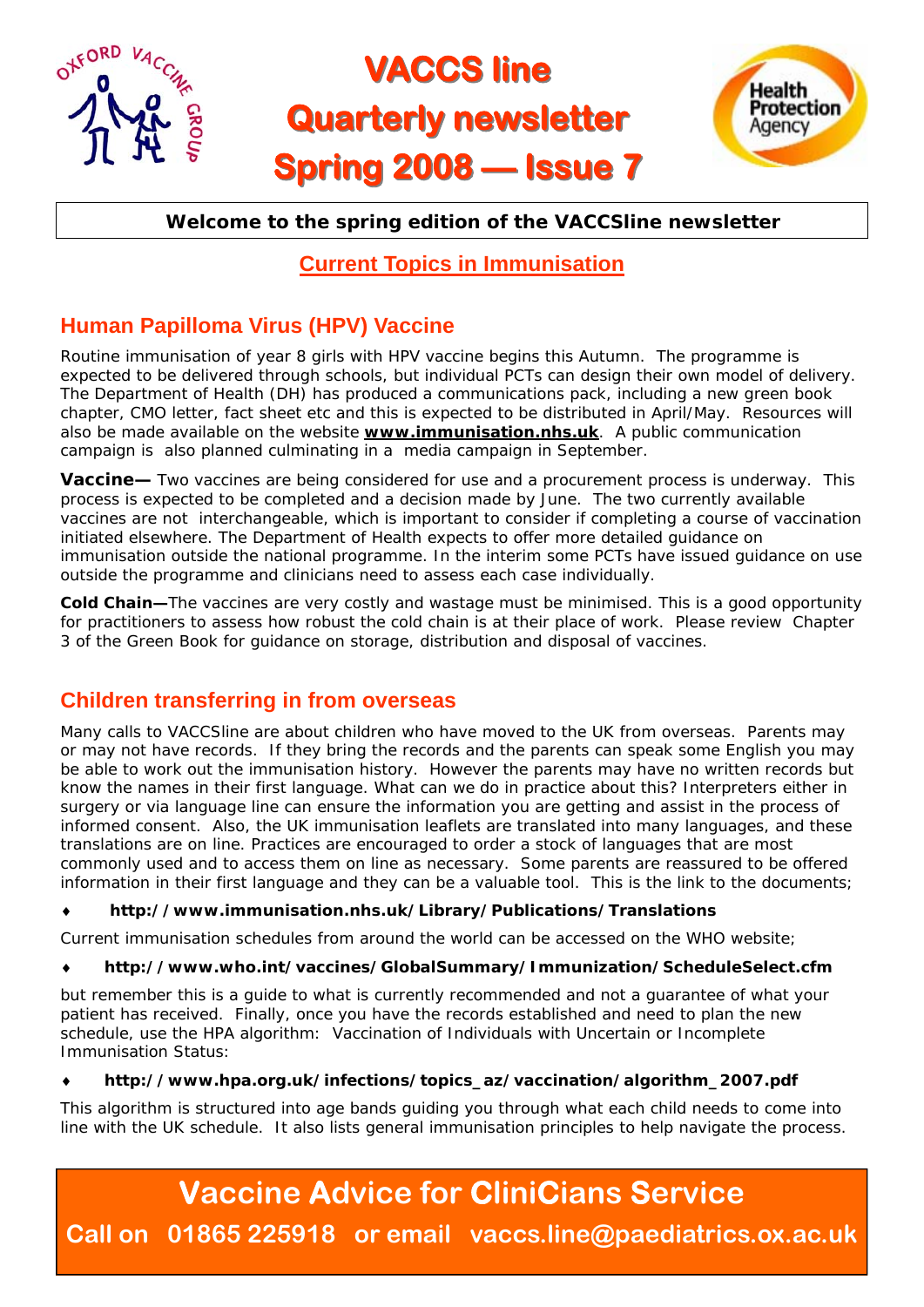# VACCS line

# Quarterly newsletter

# Spring 2008 — Issue 7

**Welcome to the spring edition of the VACCSline newsletter**

## Current Topics in Immunisation

### Human Papilloma Virus (HPV) Vaccine

Routine immunisation of year 8 girls with HPV vaccine begins this Autumn. The programme is expected to be delivered through schools, but individual PCTs can design their own model of delivery. The Department of Health (DH) has produced a communications pack, including a new green book chapter, CMO letter, fact sheet etc and this is expected to be distributed in April/May. Resources will also be made available on the website **www.immunisation.nhs.uk**. A public communication campaign is also planned culminating in a media campaign in September.

**Vaccine—** Two vaccines are being considered for use and a procurement process is underway. This process is expected to be completed and a decision made by June. The two currently available vaccines are not interchangeable, which is important to consider if completing a course of vaccination initiated elsewhere. The Department of Health expects to offer more detailed guidance on immunisation outside the national programme. In the interim some PCTs have issued guidance on use outside the programme and clinicians need to assess each case individually.

**Cold Chain—**The vaccines are very costly and wastage must be minimised. This is a good opportunity for practitioners to assess how robust the cold chain is at their place of work. Please review Chapter 3 of the Green Book for guidance on storage, distribution and disposal of vaccines.

### Children transferring in from overseas

Many calls to VACCSline are about children who have moved to the UK from overseas. Parents may or may not have records. If they bring the records and the parents can speak some English you may be able to work out the immunisation history. However the parents may have no written records but know the names in their first language. What can we do in practice about this? Interpreters either in surgery or via language line can ensure the information you are getting and assist in the process of informed consent. Also, the UK immunisation leaflets are translated into many languages, and these translations are on line. Practices are encouraged to order a stock of languages that are most commonly used and to access them on line as necessary. Some parents are reassured to be offered information in their first language and they can be a valuable tool. This is the link to the documents;

- **http://www.immunisation.nhs.uk/Library/Publications/Translations**

Current immunisation schedules from around the world can be accessed on the WHO website;

- **http://www.who.int/vaccines/GlobalSummary/Immunization/ScheduleSelect.cfm**

but remember this is a guide to what is currently recommended and not a guarantee of what your patient has received. Finally, once you have the records established and need to plan the new schedule, use the HPA algorithm: Vaccination of Individuals with Uncertain or Incomplete Immunisation Status:

- **http://www.hpa.org.uk/infections/topics_az/vaccination/algorithm_2007.pdf**

This algorithm is structured into age bands guiding you through what each child needs to come into line with the UK schedule. It also lists general immunisation principles to help navigate the process.

**Vaccine Advice for CliniCians Service**

**Call on 01865 225918 or email vaccs.line@paediatrics.ox.ac.uk**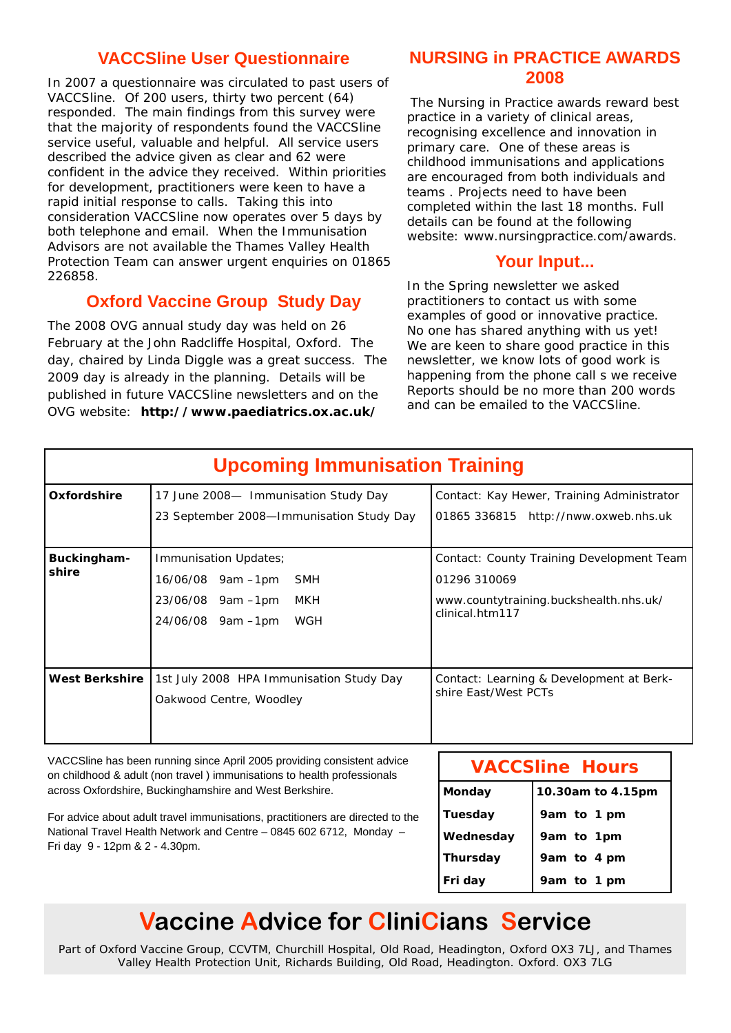## VACCSline User Questionnaire

In 2007 a questionnaire was circulated to past users of VACCSline. Of 200 users, thirty two percent (64) responded. The main findings from this survey were that the majority of respondents found the VACCSline service useful, valuable and helpful. All service users described the advice given as clear and 62 were confident in the advice they received. Within priorities for development, practitioners were keen to have a rapid initial response to calls. Taking this into consideration VACCSline now operates over 5 days by both telephone and email. When the Immunisation Advisors are not available the Thames Valley Health Protection Team can answer urgent enquiries on 01865 226858.

## Oxford Vaccine Group Study Day

The 2008 OVG annual study day was held on 26 February at the John Radcliffe Hospital, Oxford. The day, chaired by Linda Diggle was a great success. The 2009 day is already in the planning. Details will be published in future VACCSline newsletters and on the OVG website: **http://www.paediatrics.ox.ac.uk/**

## NURSING in PRACTICE AWARDS 2008

The Nursing in Practice awards reward best practice in a variety of clinical areas, recognising excellence and innovation in primary care. One of these areas is childhood immunisations and applications are encouraged from both individuals and teams . Projects need to have been completed within the last 18 months. Full details can be found at the following website: www.nursingpractice.com/awards.

## Your Input...

In the Spring newsletter we asked practitioners to contact us with some examples of good or innovative practice. No one has shared anything with us yet! We are keen to share good practice in this newsletter, we know lots of good work is happening from the phone call s we receive Reports should be no more than 200 words and can be emailed to the VACCSline.

## Upcoming Immunisation Training

| | | |
|---|---|---|
| **Oxfordshire** | 17 June 2008— Immunisation Study Day<br>23 September 2008—Immunisation Study Day | Contact: Kay Hewer, Training Administrator<br>01865 336815 http://nww.oxweb.nhs.uk |
| **Buckingham-shire** | Immunisation Updates;<br>16/06/08 9am –1pm SMH<br>23/06/08 9am –1pm MKH<br>24/06/08 9am –1pm WGH | Contact: County Training Development Team<br>01296 310069<br>www.countytraining.buckshealth.nhs.uk/clinical.htm117 |
| **West Berkshire** | 1st July 2008 HPA Immunisation Study Day<br>Oakwood Centre, Woodley | Contact: Learning & Development at Berk-shire East/West PCTs |

VACCSline has been running since April 2005 providing consistent advice on childhood & adult (non travel ) immunisations to health professionals across Oxfordshire, Buckinghamshire and West Berkshire.

For advice about adult travel immunisations, practitioners are directed to the National Travel Health Network and Centre – 0845 602 6712, Monday – Fri day 9 - 12pm & 2 - 4.30pm.

### VACCSline Hours

| | |
|---|---|
| **Monday** | **10.30am to 4.15pm** |
| **Tuesday** | **9am to 1 pm** |
| **Wednesday** | **9am to 1pm** |
| **Thursday** | **9am to 4 pm** |
| **Fri day** | **9am to 1 pm** |

# Vaccine Advice for CliniCians Service

Part of Oxford Vaccine Group, CCVTM, Churchill Hospital, Old Road, Headington, Oxford OX3 7LJ, and Thames Valley Health Protection Unit, Richards Building, Old Road, Headington. Oxford. OX3 7LG